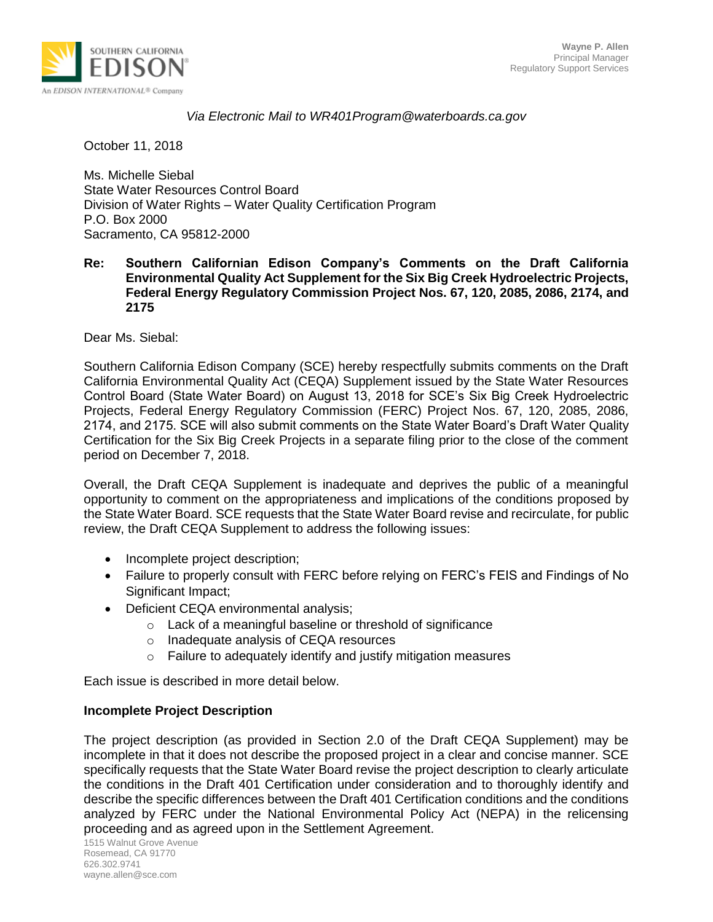SOUTHERN CALIFORNIA EDISON

An EDISON INTERNATIONAL® Company

**Wayne P. Allen**
Principal Manager
Regulatory Support Services

*Via Electronic Mail to WR401Program@waterboards.ca.gov*

October 11, 2018

Ms. Michelle Siebal
State Water Resources Control Board
Division of Water Rights – Water Quality Certification Program
P.O. Box 2000
Sacramento, CA 95812-2000

**Re: Southern Californian Edison Company's Comments on the Draft California Environmental Quality Act Supplement for the Six Big Creek Hydroelectric Projects, Federal Energy Regulatory Commission Project Nos. 67, 120, 2085, 2086, 2174, and 2175**

Dear Ms. Siebal:

Southern California Edison Company (SCE) hereby respectfully submits comments on the Draft California Environmental Quality Act (CEQA) Supplement issued by the State Water Resources Control Board (State Water Board) on August 13, 2018 for SCE's Six Big Creek Hydroelectric Projects, Federal Energy Regulatory Commission (FERC) Project Nos. 67, 120, 2085, 2086, 2174, and 2175. SCE will also submit comments on the State Water Board's Draft Water Quality Certification for the Six Big Creek Projects in a separate filing prior to the close of the comment period on December 7, 2018.

Overall, the Draft CEQA Supplement is inadequate and deprives the public of a meaningful opportunity to comment on the appropriateness and implications of the conditions proposed by the State Water Board. SCE requests that the State Water Board revise and recirculate, for public review, the Draft CEQA Supplement to address the following issues:

- Incomplete project description;
- Failure to properly consult with FERC before relying on FERC's FEIS and Findings of No Significant Impact;
- Deficient CEQA environmental analysis;
  - Lack of a meaningful baseline or threshold of significance
  - Inadequate analysis of CEQA resources
  - Failure to adequately identify and justify mitigation measures

Each issue is described in more detail below.

**Incomplete Project Description**

The project description (as provided in Section 2.0 of the Draft CEQA Supplement) may be incomplete in that it does not describe the proposed project in a clear and concise manner. SCE specifically requests that the State Water Board revise the project description to clearly articulate the conditions in the Draft 401 Certification under consideration and to thoroughly identify and describe the specific differences between the Draft 401 Certification conditions and the conditions analyzed by FERC under the National Environmental Policy Act (NEPA) in the relicensing proceeding and as agreed upon in the Settlement Agreement.

1515 Walnut Grove Avenue
Rosemead, CA 91770
626.302.9741
wayne.allen@sce.com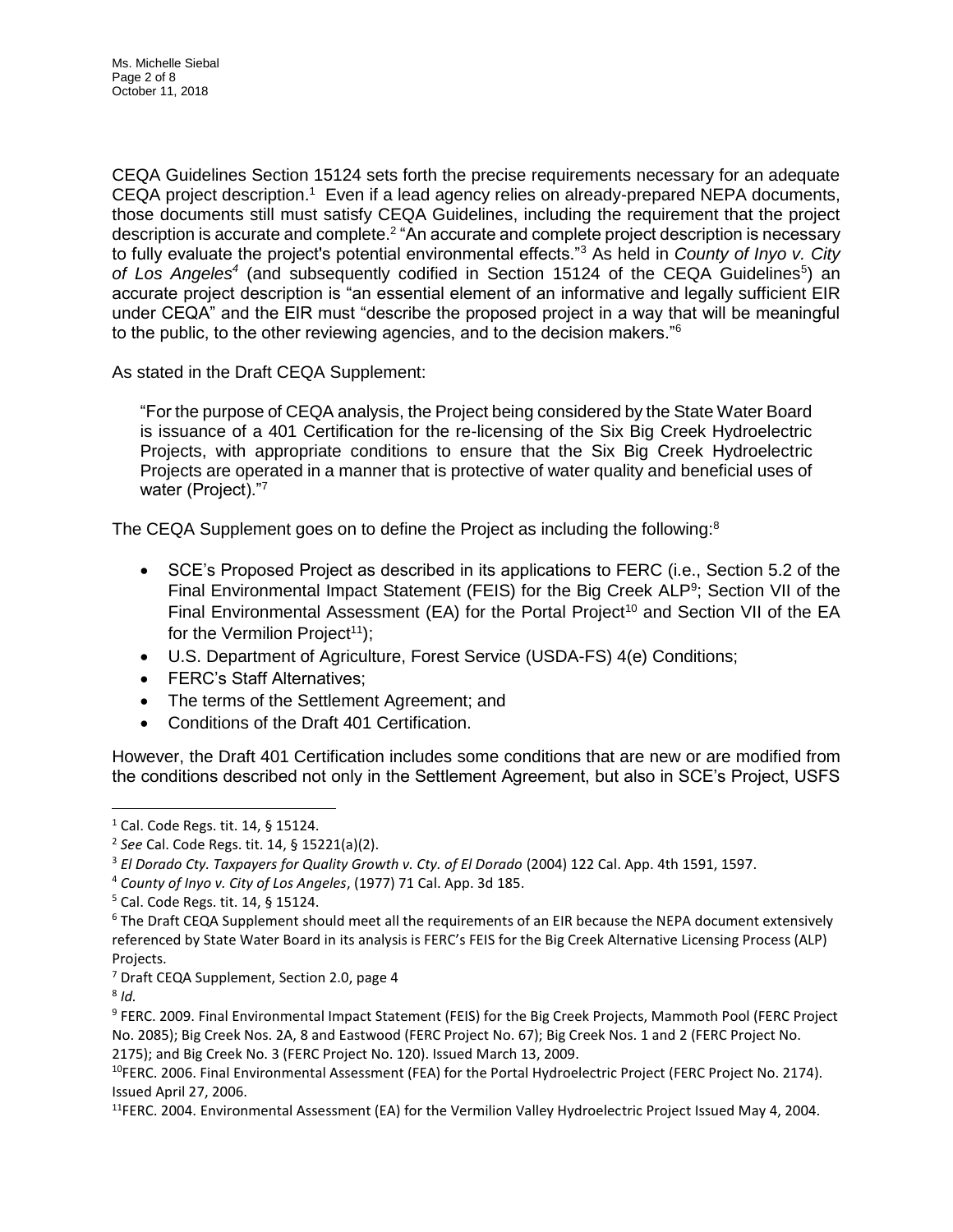CEQA Guidelines Section 15124 sets forth the precise requirements necessary for an adequate CEQA project description.[1] Even if a lead agency relies on already-prepared NEPA documents, those documents still must satisfy CEQA Guidelines, including the requirement that the project description is accurate and complete.[2] "An accurate and complete project description is necessary to fully evaluate the project's potential environmental effects."[3] As held in *County of Inyo v. City of Los Angeles*[4] (and subsequently codified in Section 15124 of the CEQA Guidelines[5]) an accurate project description is "an essential element of an informative and legally sufficient EIR under CEQA" and the EIR must "describe the proposed project in a way that will be meaningful to the public, to the other reviewing agencies, and to the decision makers."[6]

As stated in the Draft CEQA Supplement:

> "For the purpose of CEQA analysis, the Project being considered by the State Water Board is issuance of a 401 Certification for the re-licensing of the Six Big Creek Hydroelectric Projects, with appropriate conditions to ensure that the Six Big Creek Hydroelectric Projects are operated in a manner that is protective of water quality and beneficial uses of water (Project)."[7]

The CEQA Supplement goes on to define the Project as including the following:[8]

- SCE's Proposed Project as described in its applications to FERC (i.e., Section 5.2 of the Final Environmental Impact Statement (FEIS) for the Big Creek ALP[9]; Section VII of the Final Environmental Assessment (EA) for the Portal Project[10] and Section VII of the EA for the Vermilion Project[11]);
- U.S. Department of Agriculture, Forest Service (USDA-FS) 4(e) Conditions;
- FERC's Staff Alternatives;
- The terms of the Settlement Agreement; and
- Conditions of the Draft 401 Certification.

However, the Draft 401 Certification includes some conditions that are new or are modified from the conditions described not only in the Settlement Agreement, but also in SCE's Project, USFS

---

[1] Cal. Code Regs. tit. 14, § 15124.

[2] *See* Cal. Code Regs. tit. 14, § 15221(a)(2).

[3] *El Dorado Cty. Taxpayers for Quality Growth v. Cty. of El Dorado* (2004) 122 Cal. App. 4th 1591, 1597.

[4] *County of Inyo v. City of Los Angeles*, (1977) 71 Cal. App. 3d 185.

[5] Cal. Code Regs. tit. 14, § 15124.

[6] The Draft CEQA Supplement should meet all the requirements of an EIR because the NEPA document extensively referenced by State Water Board in its analysis is FERC's FEIS for the Big Creek Alternative Licensing Process (ALP) Projects.

[7] Draft CEQA Supplement, Section 2.0, page 4

[8] *Id.*

[9] FERC. 2009. Final Environmental Impact Statement (FEIS) for the Big Creek Projects, Mammoth Pool (FERC Project No. 2085); Big Creek Nos. 2A, 8 and Eastwood (FERC Project No. 67); Big Creek Nos. 1 and 2 (FERC Project No. 2175); and Big Creek No. 3 (FERC Project No. 120). Issued March 13, 2009.

[10] FERC. 2006. Final Environmental Assessment (FEA) for the Portal Hydroelectric Project (FERC Project No. 2174). Issued April 27, 2006.

[11] FERC. 2004. Environmental Assessment (EA) for the Vermilion Valley Hydroelectric Project Issued May 4, 2004.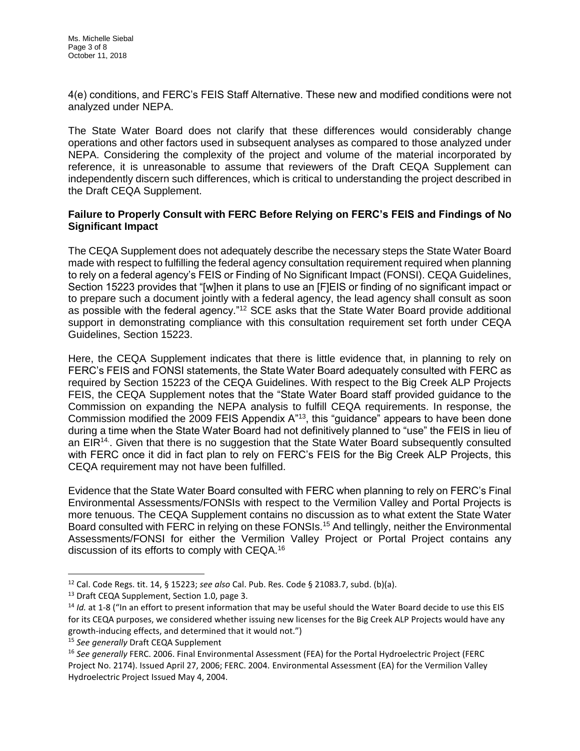4(e) conditions, and FERC's FEIS Staff Alternative. These new and modified conditions were not analyzed under NEPA.

The State Water Board does not clarify that these differences would considerably change operations and other factors used in subsequent analyses as compared to those analyzed under NEPA. Considering the complexity of the project and volume of the material incorporated by reference, it is unreasonable to assume that reviewers of the Draft CEQA Supplement can independently discern such differences, which is critical to understanding the project described in the Draft CEQA Supplement.

**Failure to Properly Consult with FERC Before Relying on FERC's FEIS and Findings of No Significant Impact**

The CEQA Supplement does not adequately describe the necessary steps the State Water Board made with respect to fulfilling the federal agency consultation requirement required when planning to rely on a federal agency's FEIS or Finding of No Significant Impact (FONSI). CEQA Guidelines, Section 15223 provides that "[w]hen it plans to use an [F]EIS or finding of no significant impact or to prepare such a document jointly with a federal agency, the lead agency shall consult as soon as possible with the federal agency."[12] SCE asks that the State Water Board provide additional support in demonstrating compliance with this consultation requirement set forth under CEQA Guidelines, Section 15223.

Here, the CEQA Supplement indicates that there is little evidence that, in planning to rely on FERC's FEIS and FONSI statements, the State Water Board adequately consulted with FERC as required by Section 15223 of the CEQA Guidelines. With respect to the Big Creek ALP Projects FEIS, the CEQA Supplement notes that the "State Water Board staff provided guidance to the Commission on expanding the NEPA analysis to fulfill CEQA requirements. In response, the Commission modified the 2009 FEIS Appendix A"[13], this "guidance" appears to have been done during a time when the State Water Board had not definitively planned to "use" the FEIS in lieu of an EIR[14]. Given that there is no suggestion that the State Water Board subsequently consulted with FERC once it did in fact plan to rely on FERC's FEIS for the Big Creek ALP Projects, this CEQA requirement may not have been fulfilled.

Evidence that the State Water Board consulted with FERC when planning to rely on FERC's Final Environmental Assessments/FONSIs with respect to the Vermilion Valley and Portal Projects is more tenuous. The CEQA Supplement contains no discussion as to what extent the State Water Board consulted with FERC in relying on these FONSIs.[15] And tellingly, neither the Environmental Assessments/FONSI for either the Vermilion Valley Project or Portal Project contains any discussion of its efforts to comply with CEQA.[16]

---

[12] Cal. Code Regs. tit. 14, § 15223; *see also* Cal. Pub. Res. Code § 21083.7, subd. (b)(a).

[13] Draft CEQA Supplement, Section 1.0, page 3.

[14] *Id.* at 1-8 ("In an effort to present information that may be useful should the Water Board decide to use this EIS for its CEQA purposes, we considered whether issuing new licenses for the Big Creek ALP Projects would have any growth-inducing effects, and determined that it would not.")

[15] *See generally* Draft CEQA Supplement

[16] *See generally* FERC. 2006. Final Environmental Assessment (FEA) for the Portal Hydroelectric Project (FERC Project No. 2174). Issued April 27, 2006; FERC. 2004. Environmental Assessment (EA) for the Vermilion Valley Hydroelectric Project Issued May 4, 2004.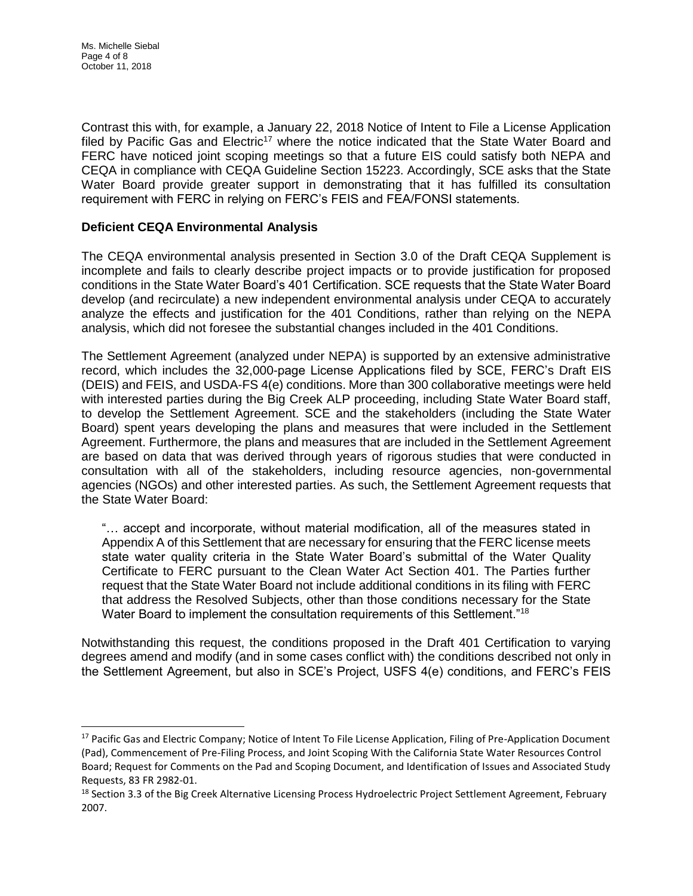Contrast this with, for example, a January 22, 2018 Notice of Intent to File a License Application filed by Pacific Gas and Electric[17] where the notice indicated that the State Water Board and FERC have noticed joint scoping meetings so that a future EIS could satisfy both NEPA and CEQA in compliance with CEQA Guideline Section 15223. Accordingly, SCE asks that the State Water Board provide greater support in demonstrating that it has fulfilled its consultation requirement with FERC in relying on FERC's FEIS and FEA/FONSI statements.

**Deficient CEQA Environmental Analysis**

The CEQA environmental analysis presented in Section 3.0 of the Draft CEQA Supplement is incomplete and fails to clearly describe project impacts or to provide justification for proposed conditions in the State Water Board's 401 Certification. SCE requests that the State Water Board develop (and recirculate) a new independent environmental analysis under CEQA to accurately analyze the effects and justification for the 401 Conditions, rather than relying on the NEPA analysis, which did not foresee the substantial changes included in the 401 Conditions.

The Settlement Agreement (analyzed under NEPA) is supported by an extensive administrative record, which includes the 32,000-page License Applications filed by SCE, FERC's Draft EIS (DEIS) and FEIS, and USDA-FS 4(e) conditions. More than 300 collaborative meetings were held with interested parties during the Big Creek ALP proceeding, including State Water Board staff, to develop the Settlement Agreement. SCE and the stakeholders (including the State Water Board) spent years developing the plans and measures that were included in the Settlement Agreement. Furthermore, the plans and measures that are included in the Settlement Agreement are based on data that was derived through years of rigorous studies that were conducted in consultation with all of the stakeholders, including resource agencies, non-governmental agencies (NGOs) and other interested parties. As such, the Settlement Agreement requests that the State Water Board:

> "… accept and incorporate, without material modification, all of the measures stated in Appendix A of this Settlement that are necessary for ensuring that the FERC license meets state water quality criteria in the State Water Board's submittal of the Water Quality Certificate to FERC pursuant to the Clean Water Act Section 401. The Parties further request that the State Water Board not include additional conditions in its filing with FERC that address the Resolved Subjects, other than those conditions necessary for the State Water Board to implement the consultation requirements of this Settlement."[18]

Notwithstanding this request, the conditions proposed in the Draft 401 Certification to varying degrees amend and modify (and in some cases conflict with) the conditions described not only in the Settlement Agreement, but also in SCE's Project, USFS 4(e) conditions, and FERC's FEIS

---

[17] Pacific Gas and Electric Company; Notice of Intent To File License Application, Filing of Pre-Application Document (Pad), Commencement of Pre-Filing Process, and Joint Scoping With the California State Water Resources Control Board; Request for Comments on the Pad and Scoping Document, and Identification of Issues and Associated Study Requests, 83 FR 2982-01.

[18] Section 3.3 of the Big Creek Alternative Licensing Process Hydroelectric Project Settlement Agreement, February 2007.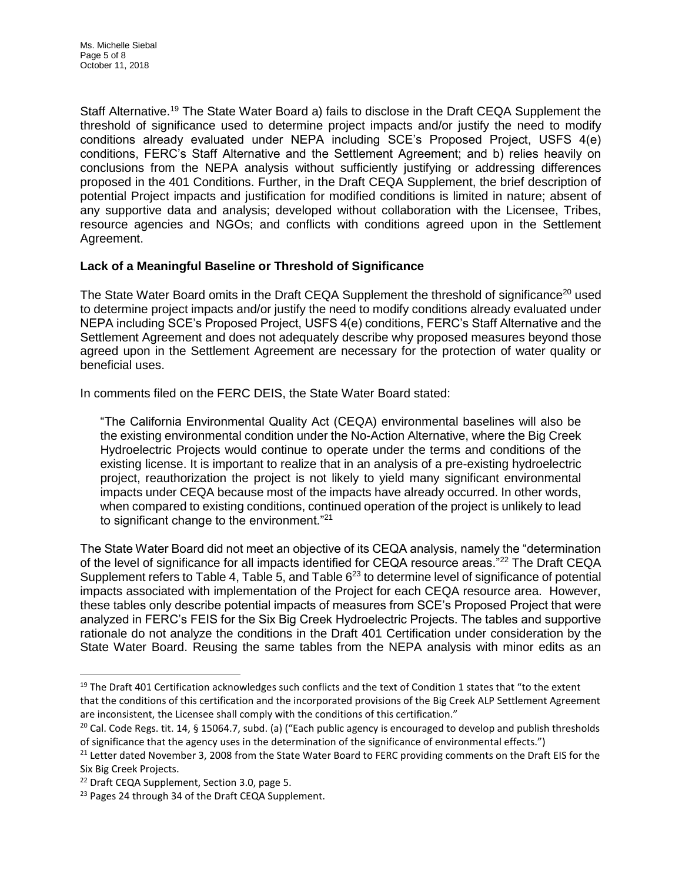Staff Alternative.[19] The State Water Board a) fails to disclose in the Draft CEQA Supplement the threshold of significance used to determine project impacts and/or justify the need to modify conditions already evaluated under NEPA including SCE's Proposed Project, USFS 4(e) conditions, FERC's Staff Alternative and the Settlement Agreement; and b) relies heavily on conclusions from the NEPA analysis without sufficiently justifying or addressing differences proposed in the 401 Conditions. Further, in the Draft CEQA Supplement, the brief description of potential Project impacts and justification for modified conditions is limited in nature; absent of any supportive data and analysis; developed without collaboration with the Licensee, Tribes, resource agencies and NGOs; and conflicts with conditions agreed upon in the Settlement Agreement.

**Lack of a Meaningful Baseline or Threshold of Significance**

The State Water Board omits in the Draft CEQA Supplement the threshold of significance[20] used to determine project impacts and/or justify the need to modify conditions already evaluated under NEPA including SCE's Proposed Project, USFS 4(e) conditions, FERC's Staff Alternative and the Settlement Agreement and does not adequately describe why proposed measures beyond those agreed upon in the Settlement Agreement are necessary for the protection of water quality or beneficial uses.

In comments filed on the FERC DEIS, the State Water Board stated:

> "The California Environmental Quality Act (CEQA) environmental baselines will also be the existing environmental condition under the No-Action Alternative, where the Big Creek Hydroelectric Projects would continue to operate under the terms and conditions of the existing license. It is important to realize that in an analysis of a pre-existing hydroelectric project, reauthorization the project is not likely to yield many significant environmental impacts under CEQA because most of the impacts have already occurred. In other words, when compared to existing conditions, continued operation of the project is unlikely to lead to significant change to the environment."[21]

The State Water Board did not meet an objective of its CEQA analysis, namely the "determination of the level of significance for all impacts identified for CEQA resource areas."[22] The Draft CEQA Supplement refers to Table 4, Table 5, and Table 6[23] to determine level of significance of potential impacts associated with implementation of the Project for each CEQA resource area. However, these tables only describe potential impacts of measures from SCE's Proposed Project that were analyzed in FERC's FEIS for the Six Big Creek Hydroelectric Projects. The tables and supportive rationale do not analyze the conditions in the Draft 401 Certification under consideration by the State Water Board. Reusing the same tables from the NEPA analysis with minor edits as an

---

[19] The Draft 401 Certification acknowledges such conflicts and the text of Condition 1 states that "to the extent that the conditions of this certification and the incorporated provisions of the Big Creek ALP Settlement Agreement are inconsistent, the Licensee shall comply with the conditions of this certification."

[20] Cal. Code Regs. tit. 14, § 15064.7, subd. (a) ("Each public agency is encouraged to develop and publish thresholds of significance that the agency uses in the determination of the significance of environmental effects.")

[21] Letter dated November 3, 2008 from the State Water Board to FERC providing comments on the Draft EIS for the Six Big Creek Projects.

[22] Draft CEQA Supplement, Section 3.0, page 5.

[23] Pages 24 through 34 of the Draft CEQA Supplement.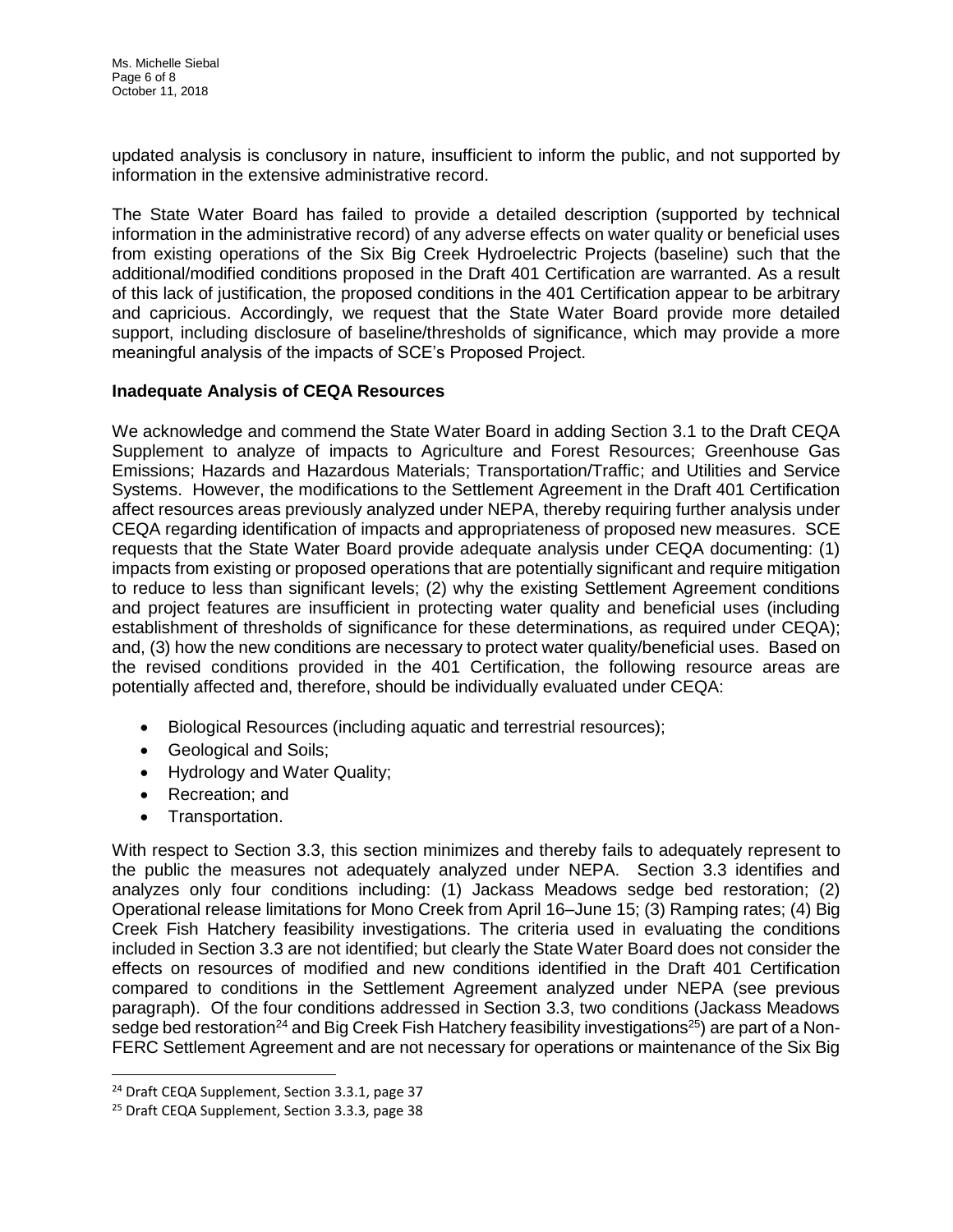updated analysis is conclusory in nature, insufficient to inform the public, and not supported by information in the extensive administrative record.

The State Water Board has failed to provide a detailed description (supported by technical information in the administrative record) of any adverse effects on water quality or beneficial uses from existing operations of the Six Big Creek Hydroelectric Projects (baseline) such that the additional/modified conditions proposed in the Draft 401 Certification are warranted. As a result of this lack of justification, the proposed conditions in the 401 Certification appear to be arbitrary and capricious. Accordingly, we request that the State Water Board provide more detailed support, including disclosure of baseline/thresholds of significance, which may provide a more meaningful analysis of the impacts of SCE's Proposed Project.

**Inadequate Analysis of CEQA Resources**

We acknowledge and commend the State Water Board in adding Section 3.1 to the Draft CEQA Supplement to analyze of impacts to Agriculture and Forest Resources; Greenhouse Gas Emissions; Hazards and Hazardous Materials; Transportation/Traffic; and Utilities and Service Systems. However, the modifications to the Settlement Agreement in the Draft 401 Certification affect resources areas previously analyzed under NEPA, thereby requiring further analysis under CEQA regarding identification of impacts and appropriateness of proposed new measures. SCE requests that the State Water Board provide adequate analysis under CEQA documenting: (1) impacts from existing or proposed operations that are potentially significant and require mitigation to reduce to less than significant levels; (2) why the existing Settlement Agreement conditions and project features are insufficient in protecting water quality and beneficial uses (including establishment of thresholds of significance for these determinations, as required under CEQA); and, (3) how the new conditions are necessary to protect water quality/beneficial uses. Based on the revised conditions provided in the 401 Certification, the following resource areas are potentially affected and, therefore, should be individually evaluated under CEQA:

- Biological Resources (including aquatic and terrestrial resources);
- Geological and Soils;
- Hydrology and Water Quality;
- Recreation; and
- Transportation.

With respect to Section 3.3, this section minimizes and thereby fails to adequately represent to the public the measures not adequately analyzed under NEPA. Section 3.3 identifies and analyzes only four conditions including: (1) Jackass Meadows sedge bed restoration; (2) Operational release limitations for Mono Creek from April 16–June 15; (3) Ramping rates; (4) Big Creek Fish Hatchery feasibility investigations. The criteria used in evaluating the conditions included in Section 3.3 are not identified; but clearly the State Water Board does not consider the effects on resources of modified and new conditions identified in the Draft 401 Certification compared to conditions in the Settlement Agreement analyzed under NEPA (see previous paragraph). Of the four conditions addressed in Section 3.3, two conditions (Jackass Meadows sedge bed restoration[24] and Big Creek Fish Hatchery feasibility investigations[25]) are part of a Non-FERC Settlement Agreement and are not necessary for operations or maintenance of the Six Big

[24] Draft CEQA Supplement, Section 3.3.1, page 37

[25] Draft CEQA Supplement, Section 3.3.3, page 38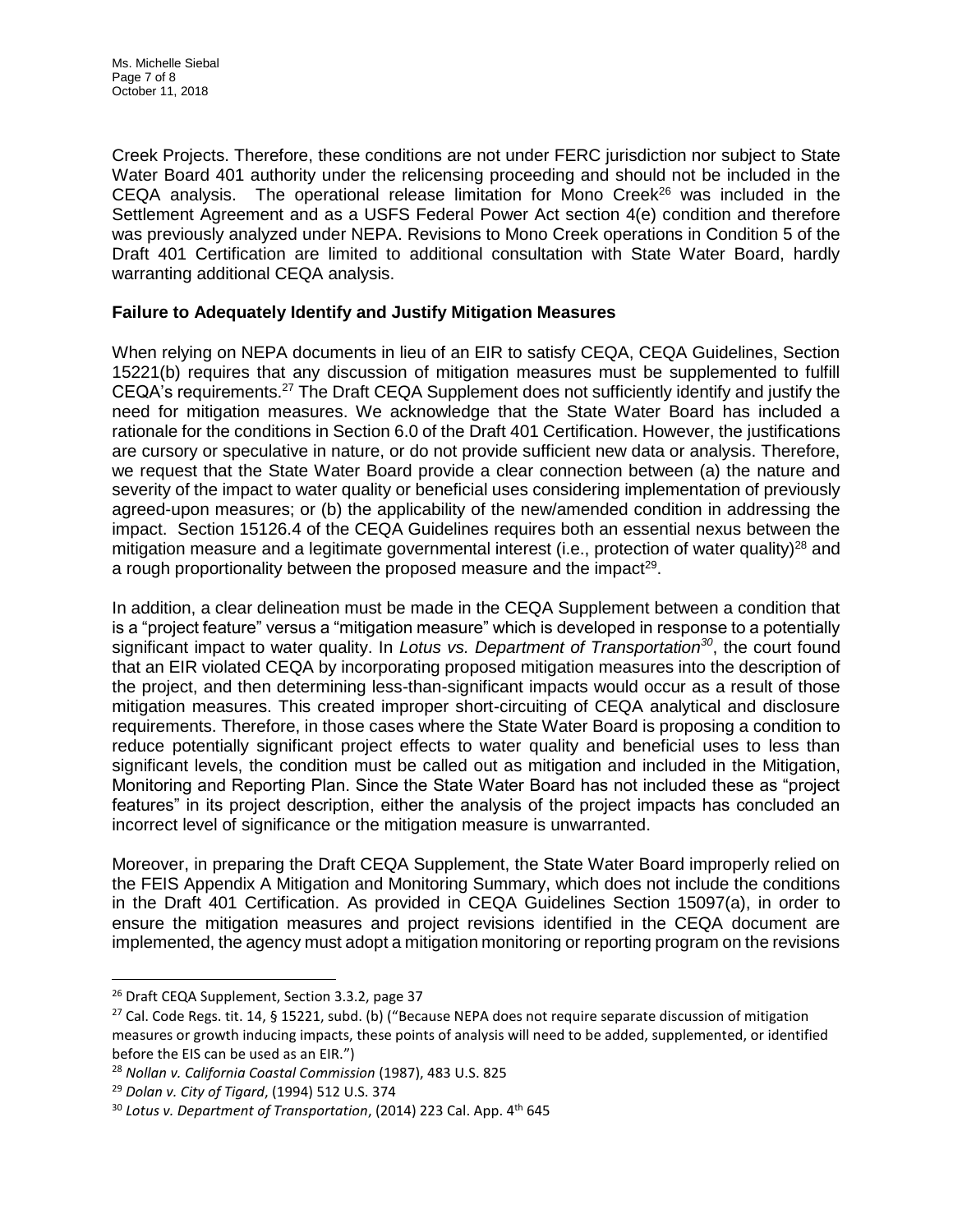Creek Projects. Therefore, these conditions are not under FERC jurisdiction nor subject to State Water Board 401 authority under the relicensing proceeding and should not be included in the CEQA analysis. The operational release limitation for Mono Creek[26] was included in the Settlement Agreement and as a USFS Federal Power Act section 4(e) condition and therefore was previously analyzed under NEPA. Revisions to Mono Creek operations in Condition 5 of the Draft 401 Certification are limited to additional consultation with State Water Board, hardly warranting additional CEQA analysis.

**Failure to Adequately Identify and Justify Mitigation Measures**

When relying on NEPA documents in lieu of an EIR to satisfy CEQA, CEQA Guidelines, Section 15221(b) requires that any discussion of mitigation measures must be supplemented to fulfill CEQA's requirements.[27] The Draft CEQA Supplement does not sufficiently identify and justify the need for mitigation measures. We acknowledge that the State Water Board has included a rationale for the conditions in Section 6.0 of the Draft 401 Certification. However, the justifications are cursory or speculative in nature, or do not provide sufficient new data or analysis. Therefore, we request that the State Water Board provide a clear connection between (a) the nature and severity of the impact to water quality or beneficial uses considering implementation of previously agreed-upon measures; or (b) the applicability of the new/amended condition in addressing the impact. Section 15126.4 of the CEQA Guidelines requires both an essential nexus between the mitigation measure and a legitimate governmental interest (i.e., protection of water quality)[28] and a rough proportionality between the proposed measure and the impact[29].

In addition, a clear delineation must be made in the CEQA Supplement between a condition that is a "project feature" versus a "mitigation measure" which is developed in response to a potentially significant impact to water quality. In *Lotus vs. Department of Transportation*[30], the court found that an EIR violated CEQA by incorporating proposed mitigation measures into the description of the project, and then determining less-than-significant impacts would occur as a result of those mitigation measures. This created improper short-circuiting of CEQA analytical and disclosure requirements. Therefore, in those cases where the State Water Board is proposing a condition to reduce potentially significant project effects to water quality and beneficial uses to less than significant levels, the condition must be called out as mitigation and included in the Mitigation, Monitoring and Reporting Plan. Since the State Water Board has not included these as "project features" in its project description, either the analysis of the project impacts has concluded an incorrect level of significance or the mitigation measure is unwarranted.

Moreover, in preparing the Draft CEQA Supplement, the State Water Board improperly relied on the FEIS Appendix A Mitigation and Monitoring Summary, which does not include the conditions in the Draft 401 Certification. As provided in CEQA Guidelines Section 15097(a), in order to ensure the mitigation measures and project revisions identified in the CEQA document are implemented, the agency must adopt a mitigation monitoring or reporting program on the revisions

---

[26] Draft CEQA Supplement, Section 3.3.2, page 37

[27] Cal. Code Regs. tit. 14, § 15221, subd. (b) ("Because NEPA does not require separate discussion of mitigation measures or growth inducing impacts, these points of analysis will need to be added, supplemented, or identified before the EIS can be used as an EIR.")

[28] *Nollan v. California Coastal Commission* (1987), 483 U.S. 825

[29] *Dolan v. City of Tigard*, (1994) 512 U.S. 374

[30] *Lotus v. Department of Transportation*, (2014) 223 Cal. App. 4th 645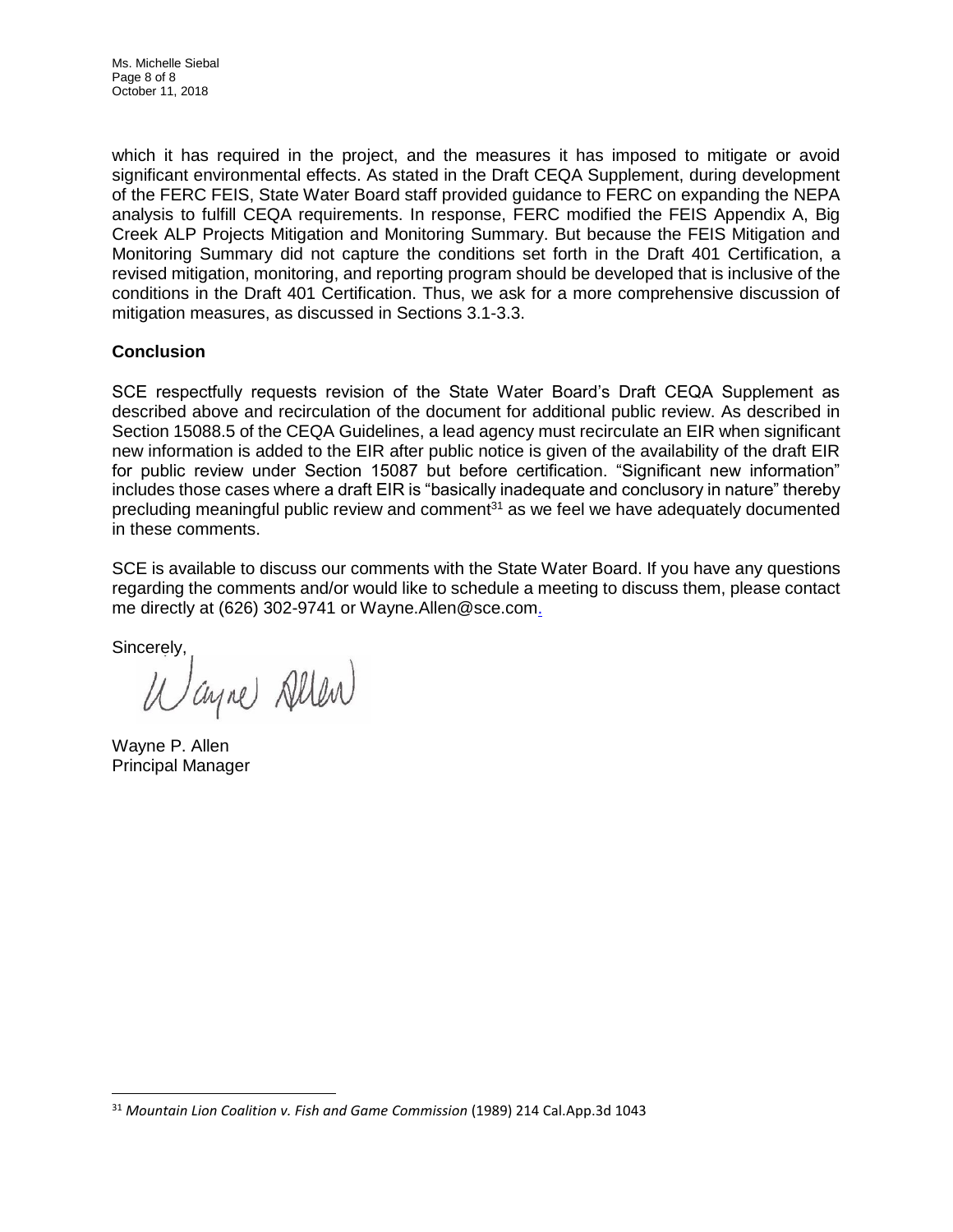which it has required in the project, and the measures it has imposed to mitigate or avoid significant environmental effects. As stated in the Draft CEQA Supplement, during development of the FERC FEIS, State Water Board staff provided guidance to FERC on expanding the NEPA analysis to fulfill CEQA requirements. In response, FERC modified the FEIS Appendix A, Big Creek ALP Projects Mitigation and Monitoring Summary. But because the FEIS Mitigation and Monitoring Summary did not capture the conditions set forth in the Draft 401 Certification, a revised mitigation, monitoring, and reporting program should be developed that is inclusive of the conditions in the Draft 401 Certification. Thus, we ask for a more comprehensive discussion of mitigation measures, as discussed in Sections 3.1-3.3.

## Conclusion

SCE respectfully requests revision of the State Water Board's Draft CEQA Supplement as described above and recirculation of the document for additional public review. As described in Section 15088.5 of the CEQA Guidelines, a lead agency must recirculate an EIR when significant new information is added to the EIR after public notice is given of the availability of the draft EIR for public review under Section 15087 but before certification. "Significant new information" includes those cases where a draft EIR is "basically inadequate and conclusory in nature" thereby precluding meaningful public review and comment[31] as we feel we have adequately documented in these comments.

SCE is available to discuss our comments with the State Water Board. If you have any questions regarding the comments and/or would like to schedule a meeting to discuss them, please contact me directly at (626) 302-9741 or Wayne.Allen@sce.com.

Sincerely,

Wayne P. Allen
Principal Manager

---

[31] *Mountain Lion Coalition v. Fish and Game Commission* (1989) 214 Cal.App.3d 1043